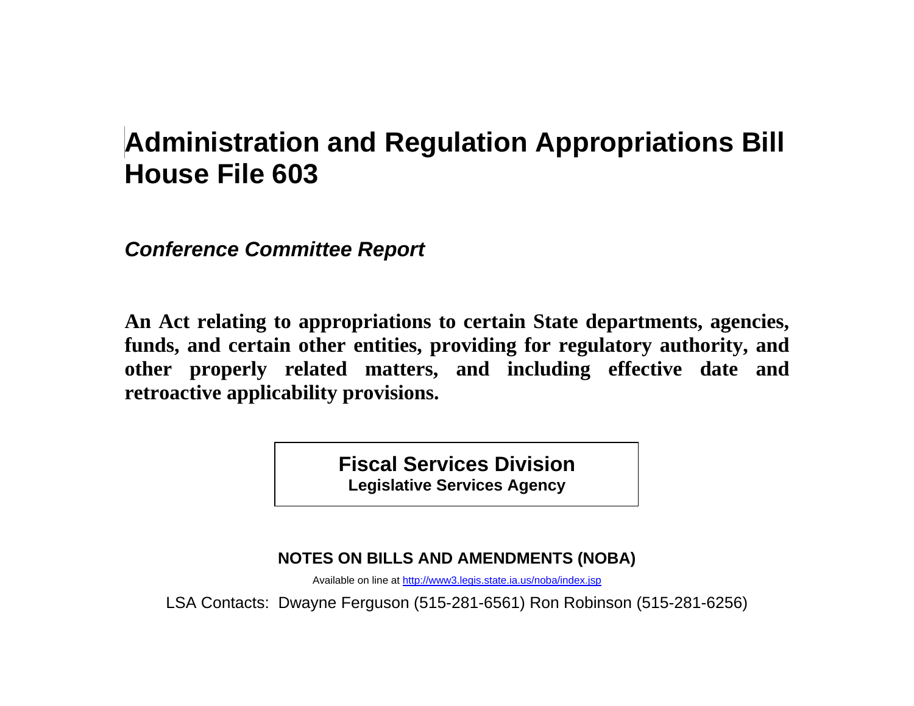# Administration and Regulation Appropriations Bill
# House File 603

***Conference Committee Report***

**An Act relating to appropriations to certain State departments, agencies, funds, and certain other entities, providing for regulatory authority, and other properly related matters, and including effective date and retroactive applicability provisions.**

**Fiscal Services Division**
**Legislative Services Agency**

**NOTES ON BILLS AND AMENDMENTS (NOBA)**

Available on line at http://www3.legis.state.ia.us/noba/index.jsp

LSA Contacts: Dwayne Ferguson (515-281-6561) Ron Robinson (515-281-6256)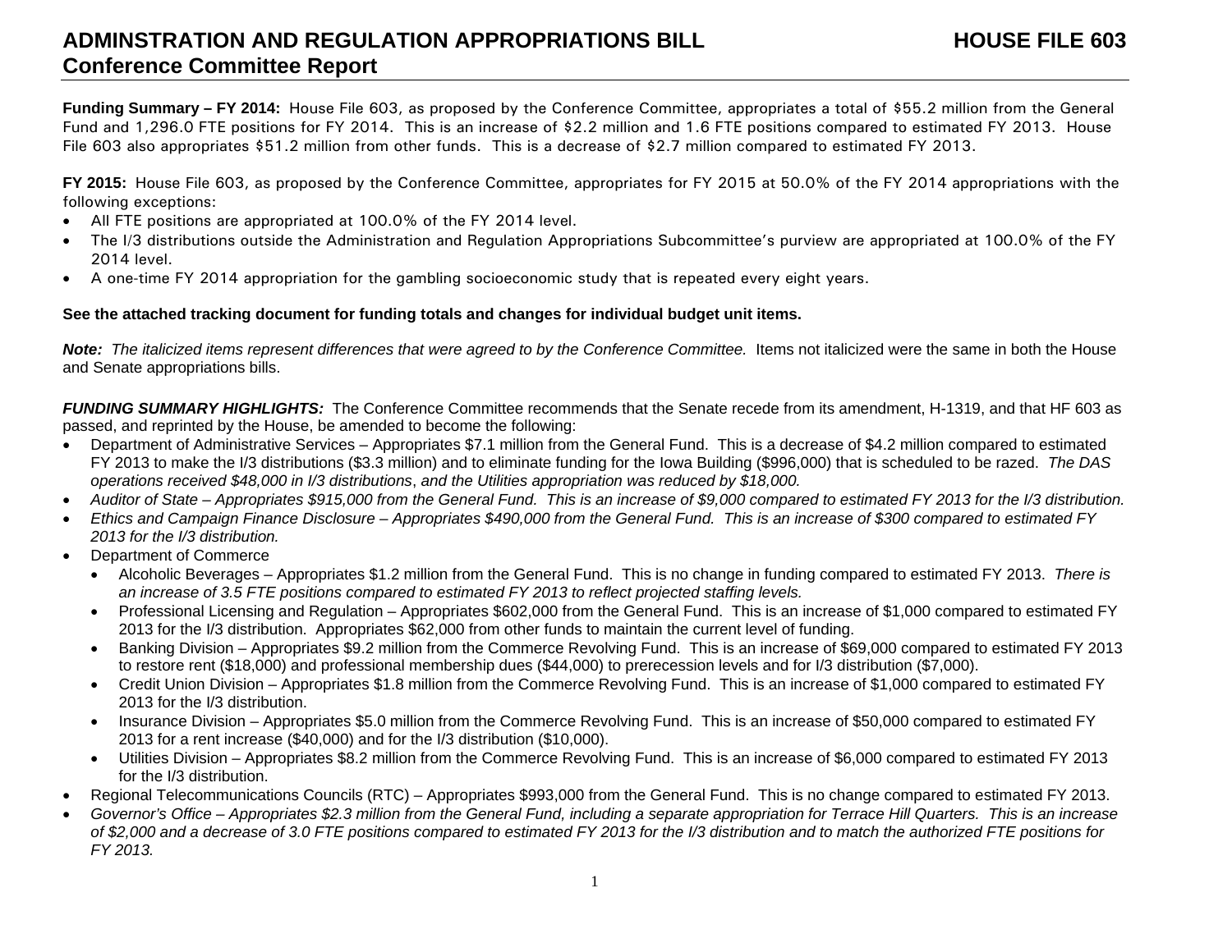# ADMINSTRATION AND REGULATION APPROPRIATIONS BILL — HOUSE FILE 603

## Conference Committee Report

**Funding Summary – FY 2014:** House File 603, as proposed by the Conference Committee, appropriates a total of $55.2 million from the General Fund and 1,296.0 FTE positions for FY 2014. This is an increase of $2.2 million and 1.6 FTE positions compared to estimated FY 2013. House File 603 also appropriates $51.2 million from other funds. This is a decrease of $2.7 million compared to estimated FY 2013.

**FY 2015:** House File 603, as proposed by the Conference Committee, appropriates for FY 2015 at 50.0% of the FY 2014 appropriations with the following exceptions:

- All FTE positions are appropriated at 100.0% of the FY 2014 level.
- The I/3 distributions outside the Administration and Regulation Appropriations Subcommittee's purview are appropriated at 100.0% of the FY 2014 level.
- A one-time FY 2014 appropriation for the gambling socioeconomic study that is repeated every eight years.

**See the attached tracking document for funding totals and changes for individual budget unit items.**

***Note:*** *The italicized items represent differences that were agreed to by the Conference Committee.* Items not italicized were the same in both the House and Senate appropriations bills.

***FUNDING SUMMARY HIGHLIGHTS:*** The Conference Committee recommends that the Senate recede from its amendment, H-1319, and that HF 603 as passed, and reprinted by the House, be amended to become the following:

- Department of Administrative Services – Appropriates $7.1 million from the General Fund. This is a decrease of $4.2 million compared to estimated FY 2013 to make the I/3 distributions ($3.3 million) and to eliminate funding for the Iowa Building ($996,000) that is scheduled to be razed. *The DAS operations received $48,000 in I/3 distributions*, *and the Utilities appropriation was reduced by $18,000.*
- *Auditor of State – Appropriates $915,000 from the General Fund. This is an increase of $9,000 compared to estimated FY 2013 for the I/3 distribution.*
- *Ethics and Campaign Finance Disclosure – Appropriates $490,000 from the General Fund. This is an increase of $300 compared to estimated FY 2013 for the I/3 distribution.*
- Department of Commerce
  - Alcoholic Beverages – Appropriates $1.2 million from the General Fund. This is no change in funding compared to estimated FY 2013. *There is an increase of 3.5 FTE positions compared to estimated FY 2013 to reflect projected staffing levels.*
  - Professional Licensing and Regulation – Appropriates $602,000 from the General Fund. This is an increase of $1,000 compared to estimated FY 2013 for the I/3 distribution. Appropriates $62,000 from other funds to maintain the current level of funding.
  - Banking Division – Appropriates $9.2 million from the Commerce Revolving Fund. This is an increase of $69,000 compared to estimated FY 2013 to restore rent ($18,000) and professional membership dues ($44,000) to prerecession levels and for I/3 distribution ($7,000).
  - Credit Union Division – Appropriates $1.8 million from the Commerce Revolving Fund. This is an increase of $1,000 compared to estimated FY 2013 for the I/3 distribution.
  - Insurance Division – Appropriates $5.0 million from the Commerce Revolving Fund. This is an increase of $50,000 compared to estimated FY 2013 for a rent increase ($40,000) and for the I/3 distribution ($10,000).
  - Utilities Division – Appropriates $8.2 million from the Commerce Revolving Fund. This is an increase of $6,000 compared to estimated FY 2013 for the I/3 distribution.
- Regional Telecommunications Councils (RTC) – Appropriates $993,000 from the General Fund. This is no change compared to estimated FY 2013.
- *Governor's Office – Appropriates $2.3 million from the General Fund, including a separate appropriation for Terrace Hill Quarters. This is an increase of $2,000 and a decrease of 3.0 FTE positions compared to estimated FY 2013 for the I/3 distribution and to match the authorized FTE positions for FY 2013.*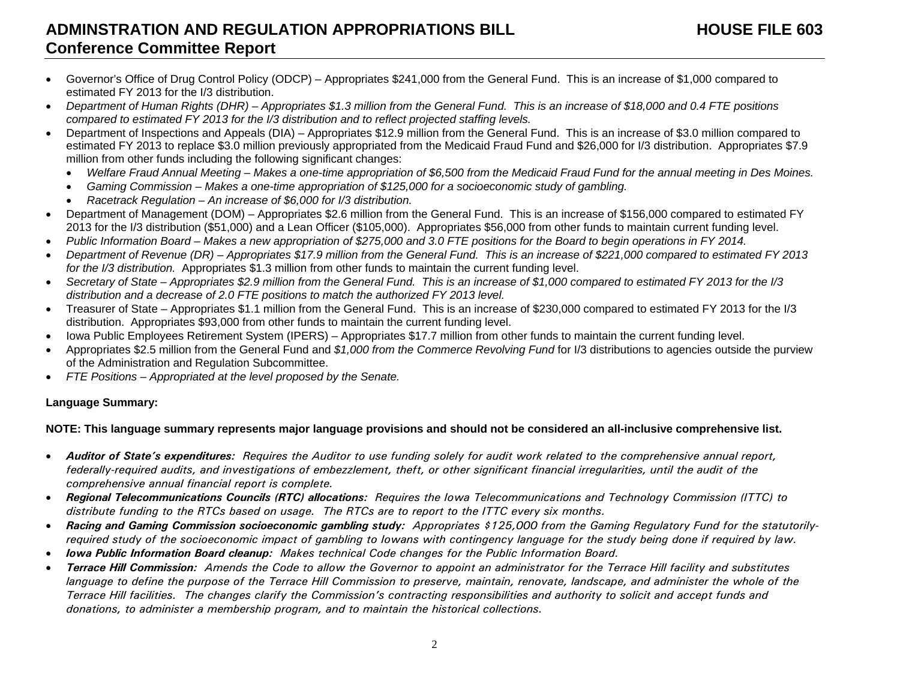# ADMINSTRATION AND REGULATION APPROPRIATIONS BILL — HOUSE FILE 603

## Conference Committee Report

- Governor's Office of Drug Control Policy (ODCP) – Appropriates $241,000 from the General Fund. This is an increase of $1,000 compared to estimated FY 2013 for the I/3 distribution.
- *Department of Human Rights (DHR) – Appropriates $1.3 million from the General Fund. This is an increase of $18,000 and 0.4 FTE positions compared to estimated FY 2013 for the I/3 distribution and to reflect projected staffing levels.*
- Department of Inspections and Appeals (DIA) – Appropriates $12.9 million from the General Fund. This is an increase of $3.0 million compared to estimated FY 2013 to replace $3.0 million previously appropriated from the Medicaid Fraud Fund and $26,000 for I/3 distribution. Appropriates $7.9 million from other funds including the following significant changes:
  - *Welfare Fraud Annual Meeting – Makes a one-time appropriation of $6,500 from the Medicaid Fraud Fund for the annual meeting in Des Moines.*
  - *Gaming Commission – Makes a one-time appropriation of $125,000 for a socioeconomic study of gambling.*
  - *Racetrack Regulation – An increase of $6,000 for I/3 distribution.*
- Department of Management (DOM) – Appropriates $2.6 million from the General Fund. This is an increase of $156,000 compared to estimated FY 2013 for the I/3 distribution ($51,000) and a Lean Officer ($105,000). Appropriates $56,000 from other funds to maintain current funding level.
- *Public Information Board – Makes a new appropriation of $275,000 and 3.0 FTE positions for the Board to begin operations in FY 2014.*
- *Department of Revenue (DR) – Appropriates $17.9 million from the General Fund. This is an increase of $221,000 compared to estimated FY 2013 for the I/3 distribution.* Appropriates $1.3 million from other funds to maintain the current funding level.
- *Secretary of State – Appropriates $2.9 million from the General Fund. This is an increase of $1,000 compared to estimated FY 2013 for the I/3 distribution and a decrease of 2.0 FTE positions to match the authorized FY 2013 level.*
- Treasurer of State – Appropriates $1.1 million from the General Fund. This is an increase of $230,000 compared to estimated FY 2013 for the I/3 distribution. Appropriates $93,000 from other funds to maintain the current funding level.
- Iowa Public Employees Retirement System (IPERS) – Appropriates $17.7 million from other funds to maintain the current funding level.
- Appropriates $2.5 million from the General Fund and *$1,000 from the Commerce Revolving Fund* for I/3 distributions to agencies outside the purview of the Administration and Regulation Subcommittee.
- *FTE Positions – Appropriated at the level proposed by the Senate.*

**Language Summary:**

**NOTE: This language summary represents major language provisions and should not be considered an all-inclusive comprehensive list.**

- ***Auditor of State's expenditures:*** *Requires the Auditor to use funding solely for audit work related to the comprehensive annual report, federally-required audits, and investigations of embezzlement, theft, or other significant financial irregularities, until the audit of the comprehensive annual financial report is complete.*
- ***Regional Telecommunications Councils (RTC) allocations:*** *Requires the Iowa Telecommunications and Technology Commission (ITTC) to distribute funding to the RTCs based on usage. The RTCs are to report to the ITTC every six months.*
- ***Racing and Gaming Commission socioeconomic gambling study:*** *Appropriates $125,000 from the Gaming Regulatory Fund for the statutorily-required study of the socioeconomic impact of gambling to Iowans with contingency language for the study being done if required by law.*
- ***Iowa Public Information Board cleanup:*** *Makes technical Code changes for the Public Information Board.*
- ***Terrace Hill Commission:*** *Amends the Code to allow the Governor to appoint an administrator for the Terrace Hill facility and substitutes language to define the purpose of the Terrace Hill Commission to preserve, maintain, renovate, landscape, and administer the whole of the Terrace Hill facilities. The changes clarify the Commission's contracting responsibilities and authority to solicit and accept funds and donations, to administer a membership program, and to maintain the historical collections.*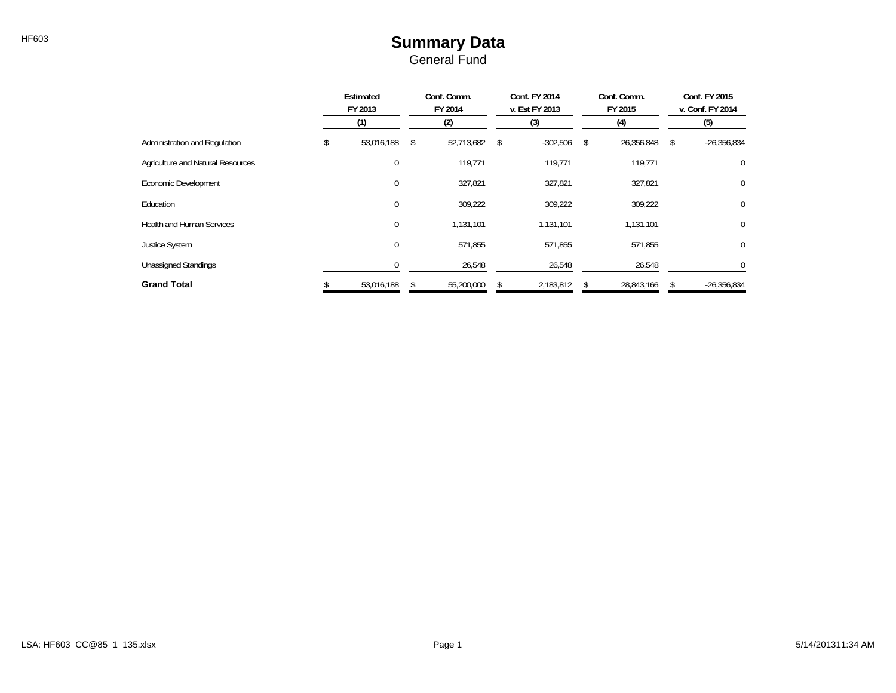# Summary Data

General Fund

| | Estimated FY 2013 | Conf. Comm. FY 2014 | Conf. FY 2014 v. Est FY 2013 | Conf. Comm. FY 2015 | Conf. FY 2015 v. Conf. FY 2014 |
|---|---|---|---|---|---|
| | (1) | (2) | (3) | (4) | (5) |
| Administration and Regulation | $ 53,016,188 | $ 52,713,682 | $ -302,506 | $ 26,356,848 | $ -26,356,834 |
| Agriculture and Natural Resources | 0 | 119,771 | 119,771 | 119,771 | 0 |
| Economic Development | 0 | 327,821 | 327,821 | 327,821 | 0 |
| Education | 0 | 309,222 | 309,222 | 309,222 | 0 |
| Health and Human Services | 0 | 1,131,101 | 1,131,101 | 1,131,101 | 0 |
| Justice System | 0 | 571,855 | 571,855 | 571,855 | 0 |
| Unassigned Standings | 0 | 26,548 | 26,548 | 26,548 | 0 |
| **Grand Total** | $ 53,016,188 | $ 55,200,000 | $ 2,183,812 | $ 28,843,166 | $ -26,356,834 |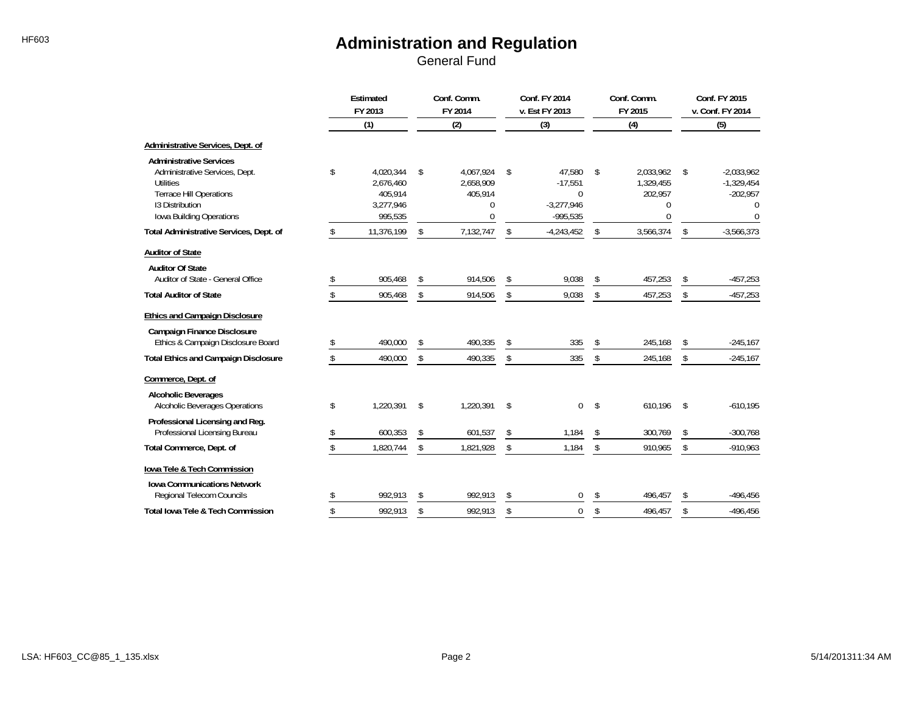# Administration and Regulation

General Fund

| | Estimated FY 2013 (1) | Conf. Comm. FY 2014 (2) | Conf. FY 2014 v. Est FY 2013 (3) | Conf. Comm. FY 2015 (4) | Conf. FY 2015 v. Conf. FY 2014 (5) |
|---|---|---|---|---|---|
| **Administrative Services, Dept. of** | | | | | |
| **Administrative Services** | | | | | |
| Administrative Services, Dept. | $ 4,020,344 | $ 4,067,924 | $ 47,580 | $ 2,033,962 | $ -2,033,962 |
| Utilities | 2,676,460 | 2,658,909 | -17,551 | 1,329,455 | -1,329,454 |
| Terrace Hill Operations | 405,914 | 405,914 | 0 | 202,957 | -202,957 |
| I3 Distribution | 3,277,946 | 0 | -3,277,946 | 0 | 0 |
| Iowa Building Operations | 995,535 | 0 | -995,535 | 0 | 0 |
| **Total Administrative Services, Dept. of** | $ 11,376,199 | $ 7,132,747 | $ -4,243,452 | $ 3,566,374 | $ -3,566,373 |
| **Auditor of State** | | | | | |
| **Auditor Of State** | | | | | |
| Auditor of State - General Office | $ 905,468 | $ 914,506 | $ 9,038 | $ 457,253 | $ -457,253 |
| **Total Auditor of State** | $ 905,468 | $ 914,506 | $ 9,038 | $ 457,253 | $ -457,253 |
| **Ethics and Campaign Disclosure** | | | | | |
| **Campaign Finance Disclosure** | | | | | |
| Ethics & Campaign Disclosure Board | $ 490,000 | $ 490,335 | $ 335 | $ 245,168 | $ -245,167 |
| **Total Ethics and Campaign Disclosure** | $ 490,000 | $ 490,335 | $ 335 | $ 245,168 | $ -245,167 |
| **Commerce, Dept. of** | | | | | |
| **Alcoholic Beverages** | | | | | |
| Alcoholic Beverages Operations | $ 1,220,391 | $ 1,220,391 | $ 0 | $ 610,196 | $ -610,195 |
| **Professional Licensing and Reg.** | | | | | |
| Professional Licensing Bureau | $ 600,353 | $ 601,537 | $ 1,184 | $ 300,769 | $ -300,768 |
| **Total Commerce, Dept. of** | $ 1,820,744 | $ 1,821,928 | $ 1,184 | $ 910,965 | $ -910,963 |
| **Iowa Tele & Tech Commission** | | | | | |
| **Iowa Communications Network** | | | | | |
| Regional Telecom Councils | $ 992,913 | $ 992,913 | $ 0 | $ 496,457 | $ -496,456 |
| **Total Iowa Tele & Tech Commission** | $ 992,913 | $ 992,913 | $ 0 | $ 496,457 | $ -496,456 |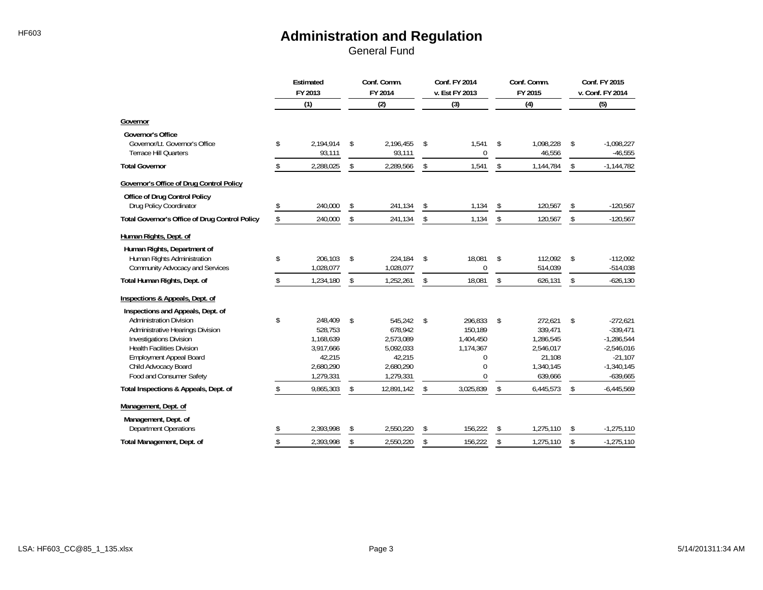# Administration and Regulation

General Fund

| | Estimated FY 2013 (1) | Conf. Comm. FY 2014 (2) | Conf. FY 2014 v. Est FY 2013 (3) | Conf. Comm. FY 2015 (4) | Conf. FY 2015 v. Conf. FY 2014 (5) |
|---|---|---|---|---|---|
| **Governor** | | | | | |
| **Governor's Office** | | | | | |
| Governor/Lt. Governor's Office | $ 2,194,914 | $ 2,196,455 | $ 1,541 | $ 1,098,228 | $ -1,098,227 |
| Terrace Hill Quarters | 93,111 | 93,111 | 0 | 46,556 | -46,555 |
| **Total Governor** | $ 2,288,025 | $ 2,289,566 | $ 1,541 | $ 1,144,784 | $ -1,144,782 |
| **Governor's Office of Drug Control Policy** | | | | | |
| **Office of Drug Control Policy** | | | | | |
| Drug Policy Coordinator | $ 240,000 | $ 241,134 | $ 1,134 | $ 120,567 | $ -120,567 |
| **Total Governor's Office of Drug Control Policy** | $ 240,000 | $ 241,134 | $ 1,134 | $ 120,567 | $ -120,567 |
| **Human Rights, Dept. of** | | | | | |
| **Human Rights, Department of** | | | | | |
| Human Rights Administration | $ 206,103 | $ 224,184 | $ 18,081 | $ 112,092 | $ -112,092 |
| Community Advocacy and Services | 1,028,077 | 1,028,077 | 0 | 514,039 | -514,038 |
| **Total Human Rights, Dept. of** | $ 1,234,180 | $ 1,252,261 | $ 18,081 | $ 626,131 | $ -626,130 |
| **Inspections & Appeals, Dept. of** | | | | | |
| **Inspections and Appeals, Dept. of** | | | | | |
| Administration Division | $ 248,409 | $ 545,242 | $ 296,833 | $ 272,621 | $ -272,621 |
| Administrative Hearings Division | 528,753 | 678,942 | 150,189 | 339,471 | -339,471 |
| Investigations Division | 1,168,639 | 2,573,089 | 1,404,450 | 1,286,545 | -1,286,544 |
| Health Facilities Division | 3,917,666 | 5,092,033 | 1,174,367 | 2,546,017 | -2,546,016 |
| Employment Appeal Board | 42,215 | 42,215 | 0 | 21,108 | -21,107 |
| Child Advocacy Board | 2,680,290 | 2,680,290 | 0 | 1,340,145 | -1,340,145 |
| Food and Consumer Safety | 1,279,331 | 1,279,331 | 0 | 639,666 | -639,665 |
| **Total Inspections & Appeals, Dept. of** | $ 9,865,303 | $ 12,891,142 | $ 3,025,839 | $ 6,445,573 | $ -6,445,569 |
| **Management, Dept. of** | | | | | |
| **Management, Dept. of** | | | | | |
| Department Operations | $ 2,393,998 | $ 2,550,220 | $ 156,222 | $ 1,275,110 | $ -1,275,110 |
| **Total Management, Dept. of** | $ 2,393,998 | $ 2,550,220 | $ 156,222 | $ 1,275,110 | $ -1,275,110 |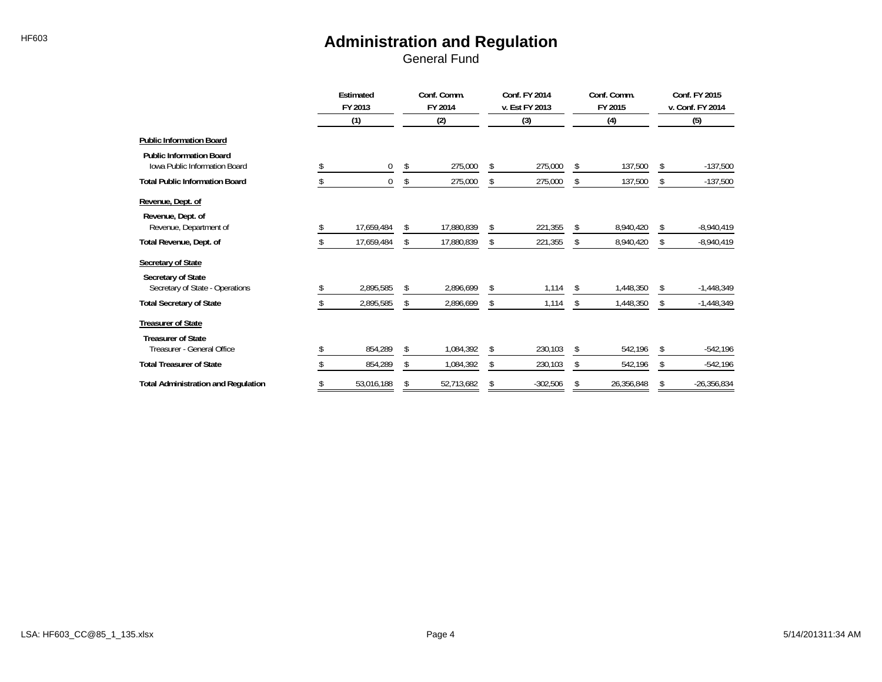# Administration and Regulation

General Fund

| | Estimated FY 2013 (1) | Conf. Comm. FY 2014 (2) | Conf. FY 2014 v. Est FY 2013 (3) | Conf. Comm. FY 2015 (4) | Conf. FY 2015 v. Conf. FY 2014 (5) |
|---|---|---|---|---|---|
| **Public Information Board** | | | | | |
| **Public Information Board** | | | | | |
| Iowa Public Information Board | $ 0 | $ 275,000 | $ 275,000 | $ 137,500 | $ -137,500 |
| **Total Public Information Board** | $ 0 | $ 275,000 | $ 275,000 | $ 137,500 | $ -137,500 |
| **Revenue, Dept. of** | | | | | |
| **Revenue, Dept. of** | | | | | |
| Revenue, Department of | $ 17,659,484 | $ 17,880,839 | $ 221,355 | $ 8,940,420 | $ -8,940,419 |
| **Total Revenue, Dept. of** | $ 17,659,484 | $ 17,880,839 | $ 221,355 | $ 8,940,420 | $ -8,940,419 |
| **Secretary of State** | | | | | |
| **Secretary of State** | | | | | |
| Secretary of State - Operations | $ 2,895,585 | $ 2,896,699 | $ 1,114 | $ 1,448,350 | $ -1,448,349 |
| **Total Secretary of State** | $ 2,895,585 | $ 2,896,699 | $ 1,114 | $ 1,448,350 | $ -1,448,349 |
| **Treasurer of State** | | | | | |
| **Treasurer of State** | | | | | |
| Treasurer - General Office | $ 854,289 | $ 1,084,392 | $ 230,103 | $ 542,196 | $ -542,196 |
| **Total Treasurer of State** | $ 854,289 | $ 1,084,392 | $ 230,103 | $ 542,196 | $ -542,196 |
| **Total Administration and Regulation** | $ 53,016,188 | $ 52,713,682 | $ -302,506 | $ 26,356,848 | $ -26,356,834 |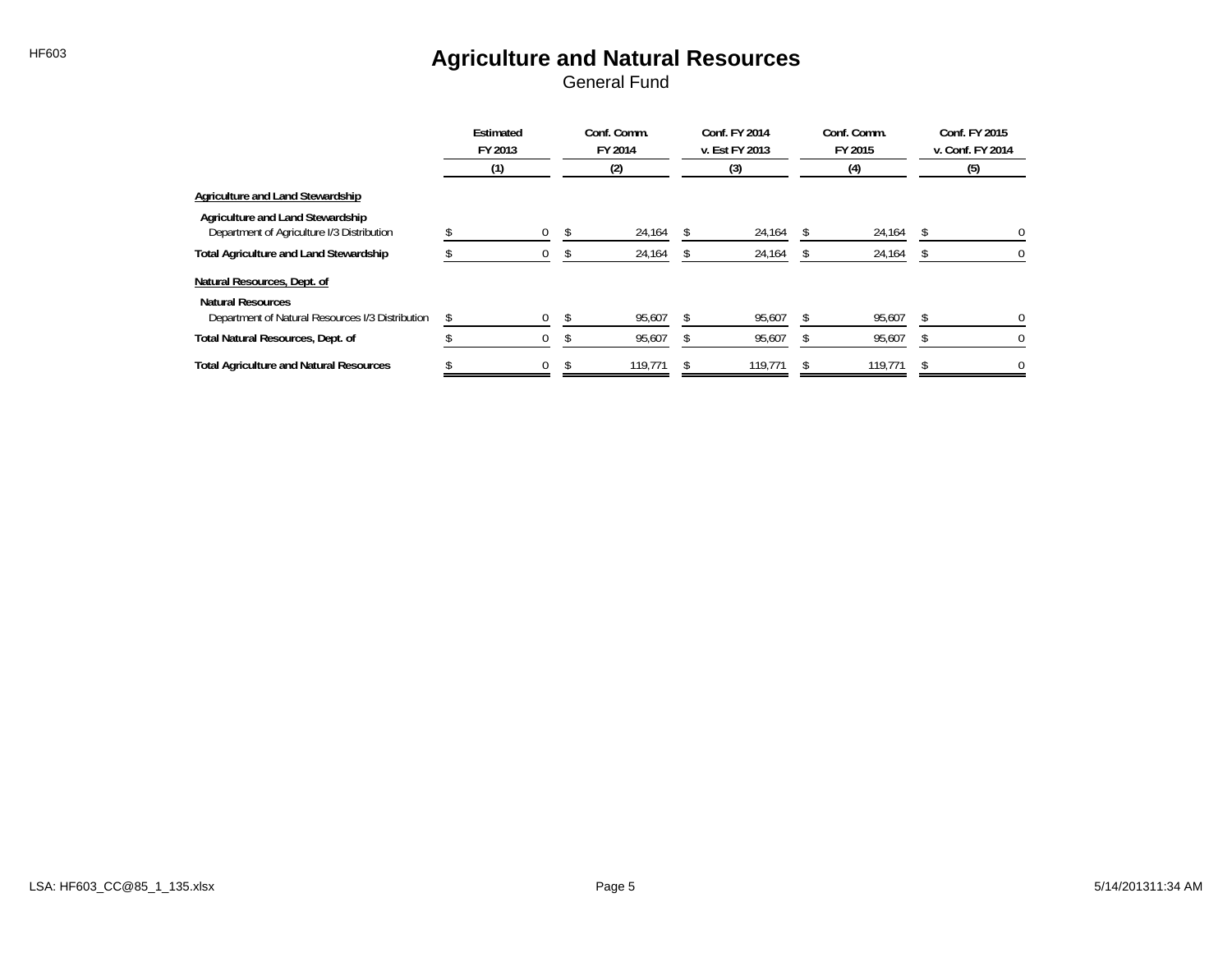# Agriculture and Natural Resources

General Fund

| | Estimated FY 2013 (1) | Conf. Comm. FY 2014 (2) | Conf. FY 2014 v. Est FY 2013 (3) | Conf. Comm. FY 2015 (4) | Conf. FY 2015 v. Conf. FY 2014 (5) |
|---|---|---|---|---|---|
| **Agriculture and Land Stewardship** | | | | | |
| **Agriculture and Land Stewardship** | | | | | |
| Department of Agriculture I/3 Distribution | $ 0 | $ 24,164 | $ 24,164 | $ 24,164 | $ 0 |
| **Total Agriculture and Land Stewardship** | $ 0 | $ 24,164 | $ 24,164 | $ 24,164 | $ 0 |
| **Natural Resources, Dept. of** | | | | | |
| **Natural Resources** | | | | | |
| Department of Natural Resources I/3 Distribution | $ 0 | $ 95,607 | $ 95,607 | $ 95,607 | $ 0 |
| **Total Natural Resources, Dept. of** | $ 0 | $ 95,607 | $ 95,607 | $ 95,607 | $ 0 |
| **Total Agriculture and Natural Resources** | $ 0 | $ 119,771 | $ 119,771 | $ 119,771 | $ 0 |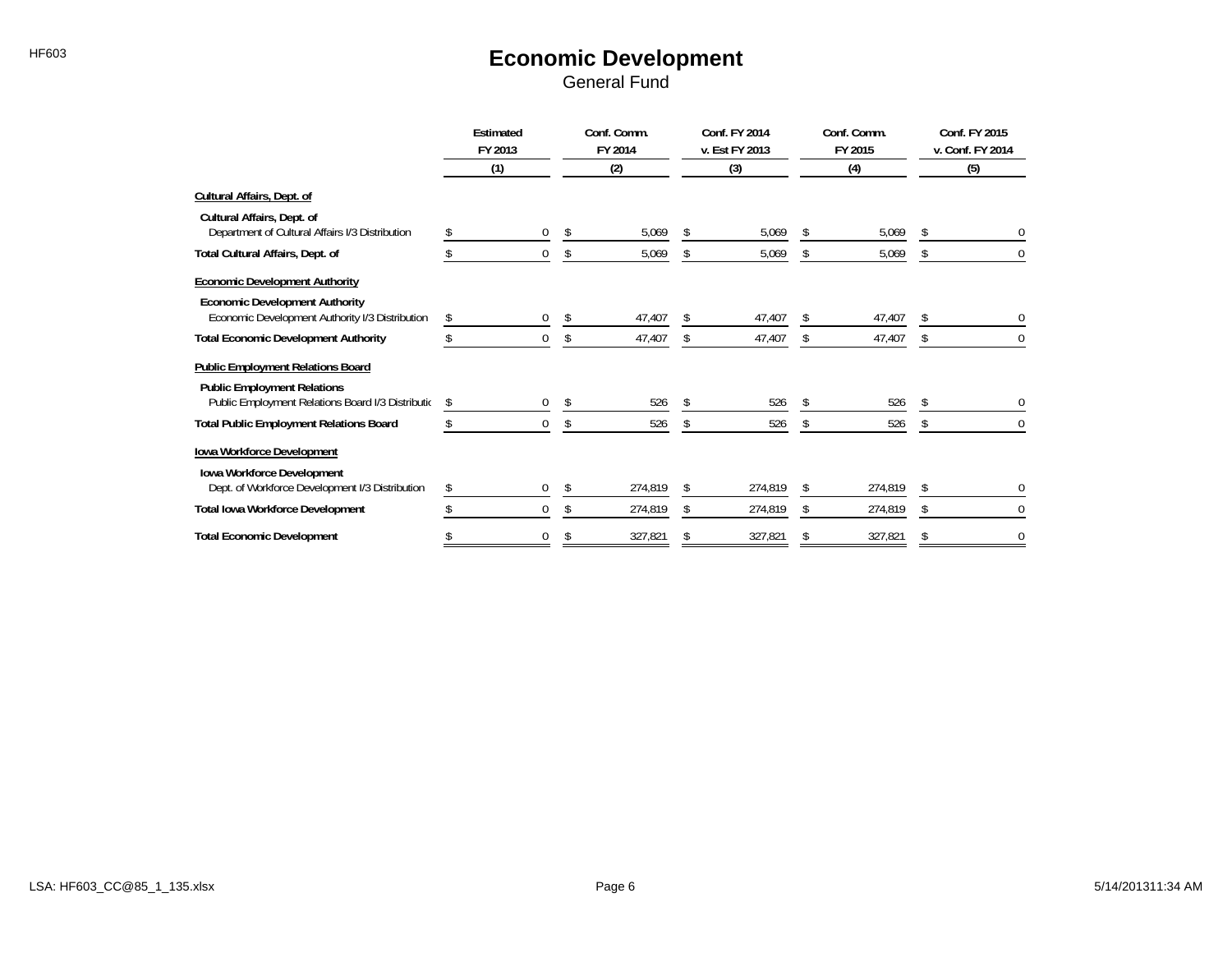# Economic Development

General Fund

| | Estimated FY 2013 (1) | Conf. Comm. FY 2014 (2) | Conf. FY 2014 v. Est FY 2013 (3) | Conf. Comm. FY 2015 (4) | Conf. FY 2015 v. Conf. FY 2014 (5) |
|---|---|---|---|---|---|
| **Cultural Affairs, Dept. of** | | | | | |
| **Cultural Affairs, Dept. of** | | | | | |
| Department of Cultural Affairs I/3 Distribution | $ 0 | $ 5,069 | $ 5,069 | $ 5,069 | $ 0 |
| **Total Cultural Affairs, Dept. of** | $ 0 | $ 5,069 | $ 5,069 | $ 5,069 | $ 0 |
| **Economic Development Authority** | | | | | |
| **Economic Development Authority** | | | | | |
| Economic Development Authority I/3 Distribution | $ 0 | $ 47,407 | $ 47,407 | $ 47,407 | $ 0 |
| **Total Economic Development Authority** | $ 0 | $ 47,407 | $ 47,407 | $ 47,407 | $ 0 |
| **Public Employment Relations Board** | | | | | |
| **Public Employment Relations** | | | | | |
| Public Employment Relations Board I/3 Distributio | $ 0 | $ 526 | $ 526 | $ 526 | $ 0 |
| **Total Public Employment Relations Board** | $ 0 | $ 526 | $ 526 | $ 526 | $ 0 |
| **Iowa Workforce Development** | | | | | |
| **Iowa Workforce Development** | | | | | |
| Dept. of Workforce Development I/3 Distribution | $ 0 | $ 274,819 | $ 274,819 | $ 274,819 | $ 0 |
| **Total Iowa Workforce Development** | $ 0 | $ 274,819 | $ 274,819 | $ 274,819 | $ 0 |
| **Total Economic Development** | $ 0 | $ 327,821 | $ 327,821 | $ 327,821 | $ 0 |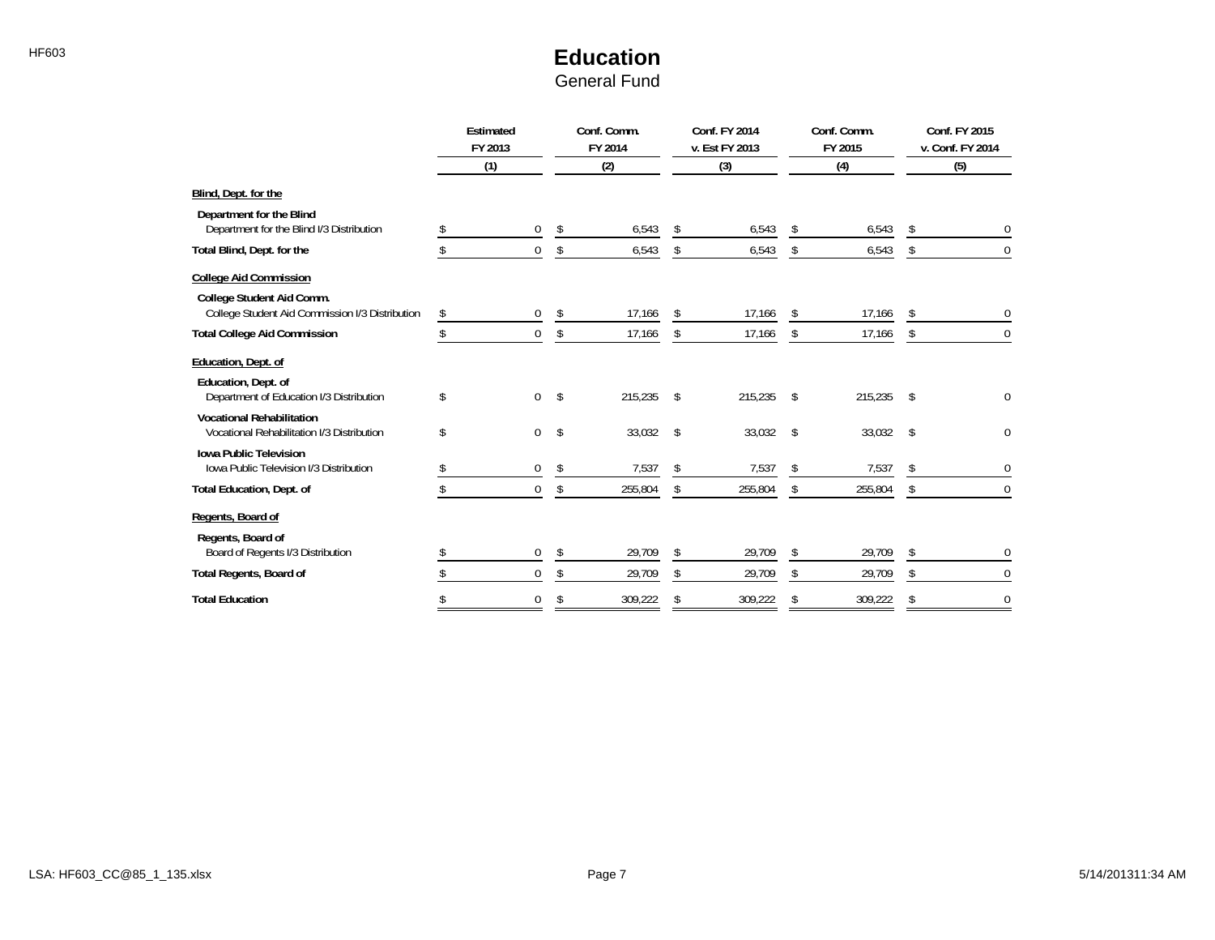# Education

## General Fund

| | Estimated FY 2013 (1) | Conf. Comm. FY 2014 (2) | Conf. FY 2014 v. Est FY 2013 (3) | Conf. Comm. FY 2015 (4) | Conf. FY 2015 v. Conf. FY 2014 (5) |
|---|---|---|---|---|---|
| **Blind, Dept. for the** | | | | | |
| **Department for the Blind** | | | | | |
| Department for the Blind I/3 Distribution | $ 0 | $ 6,543 | $ 6,543 | $ 6,543 | $ 0 |
| **Total Blind, Dept. for the** | $ 0 | $ 6,543 | $ 6,543 | $ 6,543 | $ 0 |
| **College Aid Commission** | | | | | |
| **College Student Aid Comm.** | | | | | |
| College Student Aid Commission I/3 Distribution | $ 0 | $ 17,166 | $ 17,166 | $ 17,166 | $ 0 |
| **Total College Aid Commission** | $ 0 | $ 17,166 | $ 17,166 | $ 17,166 | $ 0 |
| **Education, Dept. of** | | | | | |
| **Education, Dept. of** | | | | | |
| Department of Education I/3 Distribution | $ 0 | $ 215,235 | $ 215,235 | $ 215,235 | $ 0 |
| **Vocational Rehabilitation** | | | | | |
| Vocational Rehabilitation I/3 Distribution | $ 0 | $ 33,032 | $ 33,032 | $ 33,032 | $ 0 |
| **Iowa Public Television** | | | | | |
| Iowa Public Television I/3 Distribution | $ 0 | $ 7,537 | $ 7,537 | $ 7,537 | $ 0 |
| **Total Education, Dept. of** | $ 0 | $ 255,804 | $ 255,804 | $ 255,804 | $ 0 |
| **Regents, Board of** | | | | | |
| **Regents, Board of** | | | | | |
| Board of Regents I/3 Distribution | $ 0 | $ 29,709 | $ 29,709 | $ 29,709 | $ 0 |
| **Total Regents, Board of** | $ 0 | $ 29,709 | $ 29,709 | $ 29,709 | $ 0 |
| **Total Education** | $ 0 | $ 309,222 | $ 309,222 | $ 309,222 | $ 0 |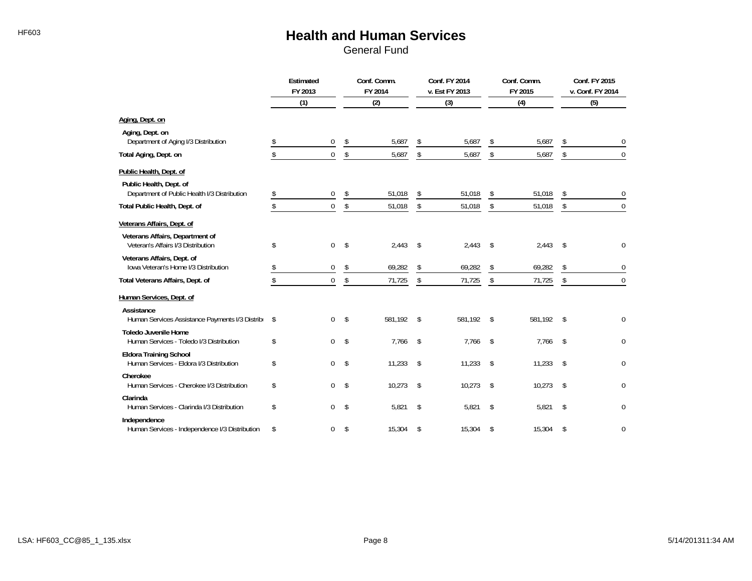# Health and Human Services

General Fund

| | Estimated FY 2013 (1) | Conf. Comm. FY 2014 (2) | Conf. FY 2014 v. Est FY 2013 (3) | Conf. Comm. FY 2015 (4) | Conf. FY 2015 v. Conf. FY 2014 (5) |
|---|---|---|---|---|---|
| **Aging, Dept. on** | | | | | |
| **Aging, Dept. on** | | | | | |
| Department of Aging I/3 Distribution | $ 0 | $ 5,687 | $ 5,687 | $ 5,687 | $ 0 |
| **Total Aging, Dept. on** | $ 0 | $ 5,687 | $ 5,687 | $ 5,687 | $ 0 |
| **Public Health, Dept. of** | | | | | |
| **Public Health, Dept. of** | | | | | |
| Department of Public Health I/3 Distribution | $ 0 | $ 51,018 | $ 51,018 | $ 51,018 | $ 0 |
| **Total Public Health, Dept. of** | $ 0 | $ 51,018 | $ 51,018 | $ 51,018 | $ 0 |
| **Veterans Affairs, Dept. of** | | | | | |
| **Veterans Affairs, Department of** | | | | | |
| Veteran's Affairs I/3 Distribution | $ 0 | $ 2,443 | $ 2,443 | $ 2,443 | $ 0 |
| **Veterans Affairs, Dept. of** | | | | | |
| Iowa Veteran's Home I/3 Distribution | $ 0 | $ 69,282 | $ 69,282 | $ 69,282 | $ 0 |
| **Total Veterans Affairs, Dept. of** | $ 0 | $ 71,725 | $ 71,725 | $ 71,725 | $ 0 |
| **Human Services, Dept. of** | | | | | |
| **Assistance** | | | | | |
| Human Services Assistance Payments I/3 Distribu | $ 0 | $ 581,192 | $ 581,192 | $ 581,192 | $ 0 |
| **Toledo Juvenile Home** | | | | | |
| Human Services - Toledo I/3 Distribution | $ 0 | $ 7,766 | $ 7,766 | $ 7,766 | $ 0 |
| **Eldora Training School** | | | | | |
| Human Services - Eldora I/3 Distribution | $ 0 | $ 11,233 | $ 11,233 | $ 11,233 | $ 0 |
| **Cherokee** | | | | | |
| Human Services - Cherokee I/3 Distribution | $ 0 | $ 10,273 | $ 10,273 | $ 10,273 | $ 0 |
| **Clarinda** | | | | | |
| Human Services - Clarinda I/3 Distribution | $ 0 | $ 5,821 | $ 5,821 | $ 5,821 | $ 0 |
| **Independence** | | | | | |
| Human Services - Independence I/3 Distribution | $ 0 | $ 15,304 | $ 15,304 | $ 15,304 | $ 0 |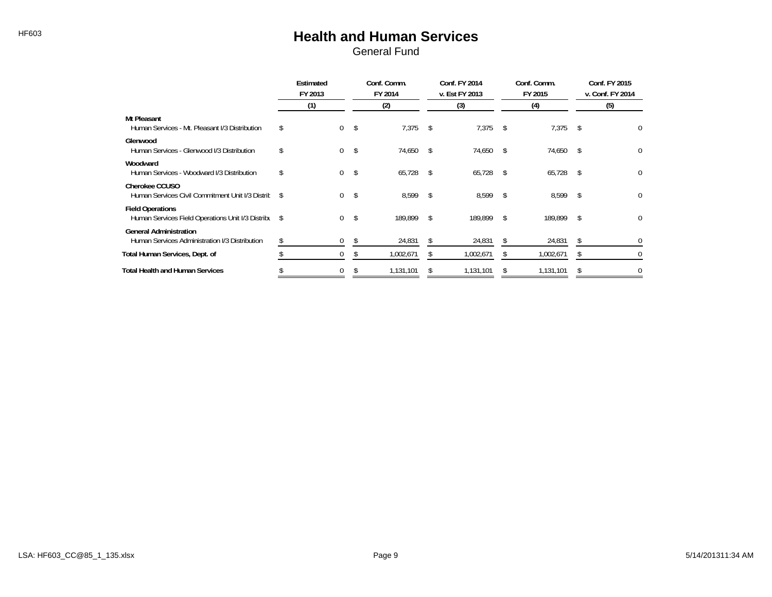# Health and Human Services

## General Fund

| | Estimated FY 2013 (1) | Conf. Comm. FY 2014 (2) | Conf. FY 2014 v. Est FY 2013 (3) | Conf. Comm. FY 2015 (4) | Conf. FY 2015 v. Conf. FY 2014 (5) |
|---|---|---|---|---|---|
| **Mt Pleasant** | | | | | |
| Human Services - Mt. Pleasant I/3 Distribution | $ 0 | $ 7,375 | $ 7,375 | $ 7,375 | $ 0 |
| **Glenwood** | | | | | |
| Human Services - Glenwood I/3 Distribution | $ 0 | $ 74,650 | $ 74,650 | $ 74,650 | $ 0 |
| **Woodward** | | | | | |
| Human Services - Woodward I/3 Distribution | $ 0 | $ 65,728 | $ 65,728 | $ 65,728 | $ 0 |
| **Cherokee CCUSO** | | | | | |
| Human Services Civil Commitment Unit I/3 Distrib | $ 0 | $ 8,599 | $ 8,599 | $ 8,599 | $ 0 |
| **Field Operations** | | | | | |
| Human Services Field Operations Unit I/3 Distribu | $ 0 | $ 189,899 | $ 189,899 | $ 189,899 | $ 0 |
| **General Administration** | | | | | |
| Human Services Administration I/3 Distribution | $ 0 | $ 24,831 | $ 24,831 | $ 24,831 | $ 0 |
| **Total Human Services, Dept. of** | $ 0 | $ 1,002,671 | $ 1,002,671 | $ 1,002,671 | $ 0 |
| **Total Health and Human Services** | $ 0 | $ 1,131,101 | $ 1,131,101 | $ 1,131,101 | $ 0 |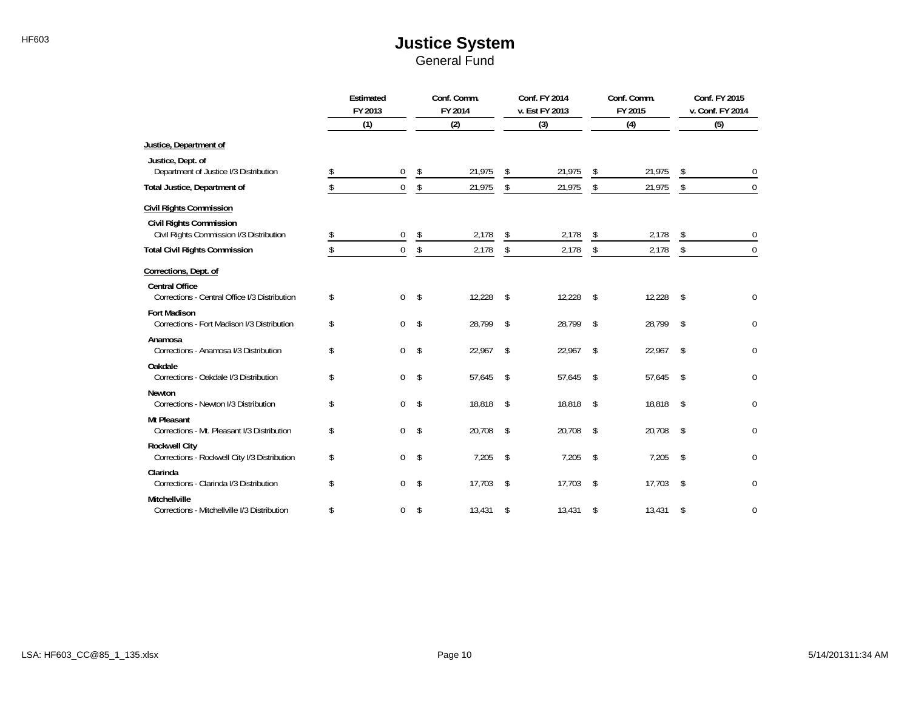# Justice System

General Fund

| | Estimated FY 2013 (1) | Conf. Comm. FY 2014 (2) | Conf. FY 2014 v. Est FY 2013 (3) | Conf. Comm. FY 2015 (4) | Conf. FY 2015 v. Conf. FY 2014 (5) |
|---|---|---|---|---|---|
| **Justice, Department of** | | | | | |
| **Justice, Dept. of** | | | | | |
| Department of Justice I/3 Distribution | $ 0 | $ 21,975 | $ 21,975 | $ 21,975 | $ 0 |
| **Total Justice, Department of** | $ 0 | $ 21,975 | $ 21,975 | $ 21,975 | $ 0 |
| **Civil Rights Commission** | | | | | |
| **Civil Rights Commission** | | | | | |
| Civil Rights Commission I/3 Distribution | $ 0 | $ 2,178 | $ 2,178 | $ 2,178 | $ 0 |
| **Total Civil Rights Commission** | $ 0 | $ 2,178 | $ 2,178 | $ 2,178 | $ 0 |
| **Corrections, Dept. of** | | | | | |
| **Central Office** | | | | | |
| Corrections - Central Office I/3 Distribution | $ 0 | $ 12,228 | $ 12,228 | $ 12,228 | $ 0 |
| **Fort Madison** | | | | | |
| Corrections - Fort Madison I/3 Distribution | $ 0 | $ 28,799 | $ 28,799 | $ 28,799 | $ 0 |
| **Anamosa** | | | | | |
| Corrections - Anamosa I/3 Distribution | $ 0 | $ 22,967 | $ 22,967 | $ 22,967 | $ 0 |
| **Oakdale** | | | | | |
| Corrections - Oakdale I/3 Distribution | $ 0 | $ 57,645 | $ 57,645 | $ 57,645 | $ 0 |
| **Newton** | | | | | |
| Corrections - Newton I/3 Distribution | $ 0 | $ 18,818 | $ 18,818 | $ 18,818 | $ 0 |
| **Mt Pleasant** | | | | | |
| Corrections - Mt. Pleasant I/3 Distribution | $ 0 | $ 20,708 | $ 20,708 | $ 20,708 | $ 0 |
| **Rockwell City** | | | | | |
| Corrections - Rockwell City I/3 Distribution | $ 0 | $ 7,205 | $ 7,205 | $ 7,205 | $ 0 |
| **Clarinda** | | | | | |
| Corrections - Clarinda I/3 Distribution | $ 0 | $ 17,703 | $ 17,703 | $ 17,703 | $ 0 |
| **Mitchellville** | | | | | |
| Corrections - Mitchellville I/3 Distribution | $ 0 | $ 13,431 | $ 13,431 | $ 13,431 | $ 0 |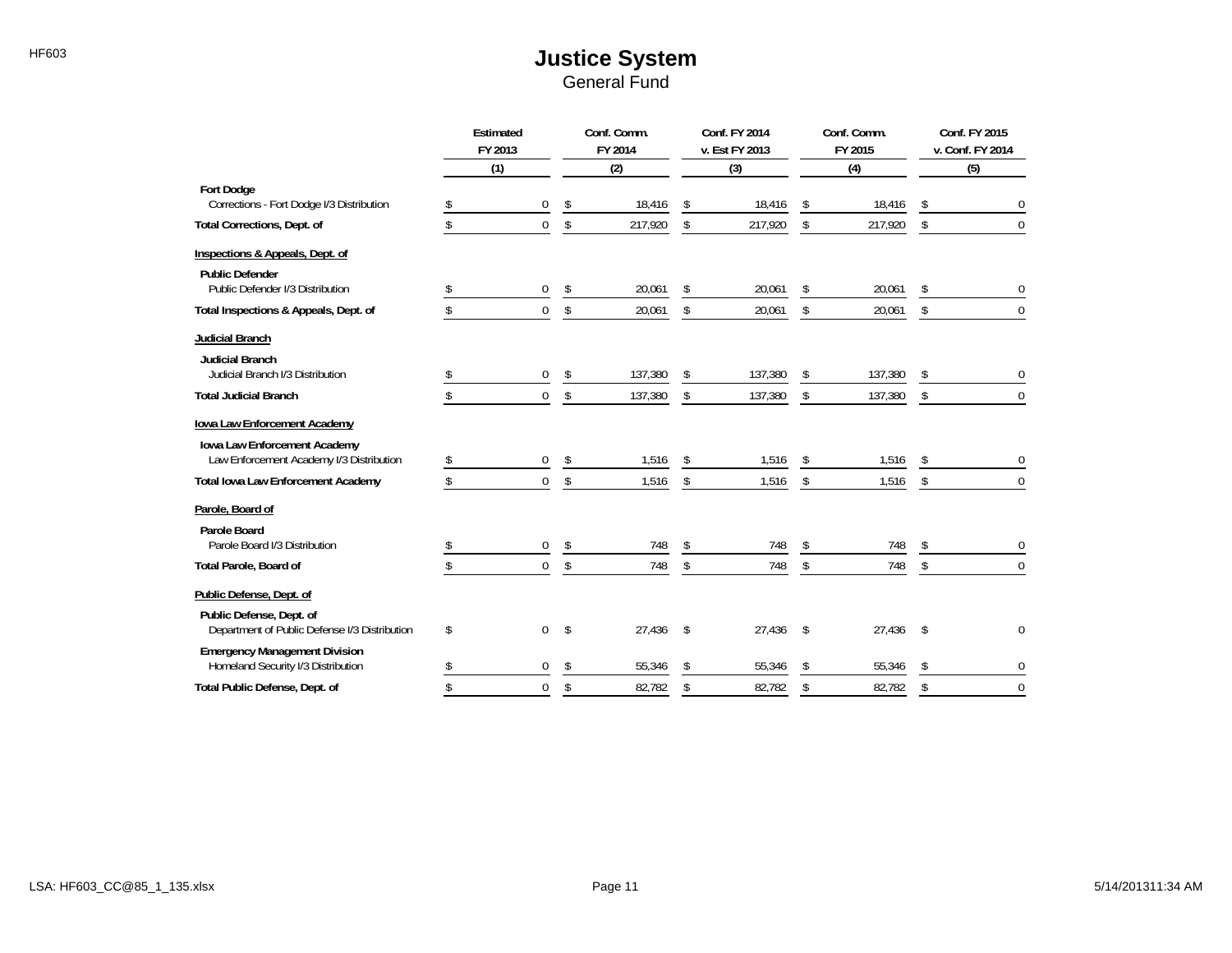# Justice System

General Fund

| | Estimated FY 2013 (1) | Conf. Comm. FY 2014 (2) | Conf. FY 2014 v. Est FY 2013 (3) | Conf. Comm. FY 2015 (4) | Conf. FY 2015 v. Conf. FY 2014 (5) |
|---|---|---|---|---|---|
| **Fort Dodge** | | | | | |
| Corrections - Fort Dodge I/3 Distribution | $ 0 | $ 18,416 | $ 18,416 | $ 18,416 | $ 0 |
| **Total Corrections, Dept. of** | $ 0 | $ 217,920 | $ 217,920 | $ 217,920 | $ 0 |
| **Inspections & Appeals, Dept. of** | | | | | |
| **Public Defender** | | | | | |
| Public Defender I/3 Distribution | $ 0 | $ 20,061 | $ 20,061 | $ 20,061 | $ 0 |
| **Total Inspections & Appeals, Dept. of** | $ 0 | $ 20,061 | $ 20,061 | $ 20,061 | $ 0 |
| **Judicial Branch** | | | | | |
| **Judicial Branch** | | | | | |
| Judicial Branch I/3 Distribution | $ 0 | $ 137,380 | $ 137,380 | $ 137,380 | $ 0 |
| **Total Judicial Branch** | $ 0 | $ 137,380 | $ 137,380 | $ 137,380 | $ 0 |
| **Iowa Law Enforcement Academy** | | | | | |
| **Iowa Law Enforcement Academy** | | | | | |
| Law Enforcement Academy I/3 Distribution | $ 0 | $ 1,516 | $ 1,516 | $ 1,516 | $ 0 |
| **Total Iowa Law Enforcement Academy** | $ 0 | $ 1,516 | $ 1,516 | $ 1,516 | $ 0 |
| **Parole, Board of** | | | | | |
| **Parole Board** | | | | | |
| Parole Board I/3 Distribution | $ 0 | $ 748 | $ 748 | $ 748 | $ 0 |
| **Total Parole, Board of** | $ 0 | $ 748 | $ 748 | $ 748 | $ 0 |
| **Public Defense, Dept. of** | | | | | |
| **Public Defense, Dept. of** | | | | | |
| Department of Public Defense I/3 Distribution | $ 0 | $ 27,436 | $ 27,436 | $ 27,436 | $ 0 |
| **Emergency Management Division** | | | | | |
| Homeland Security I/3 Distribution | $ 0 | $ 55,346 | $ 55,346 | $ 55,346 | $ 0 |
| **Total Public Defense, Dept. of** | $ 0 | $ 82,782 | $ 82,782 | $ 82,782 | $ 0 |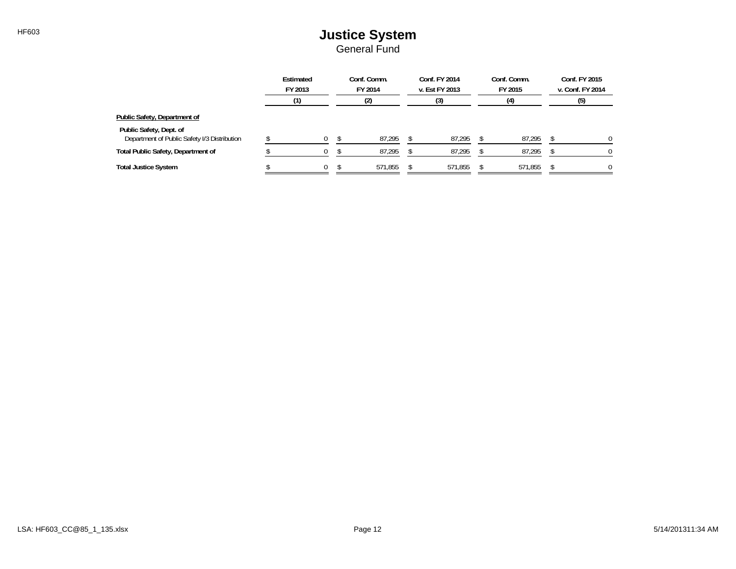# Justice System

General Fund

| | Estimated FY 2013 | Conf. Comm. FY 2014 | Conf. FY 2014 v. Est FY 2013 | Conf. Comm. FY 2015 | Conf. FY 2015 v. Conf. FY 2014 |
|---|---|---|---|---|---|
| | (1) | (2) | (3) | (4) | (5) |
| **Public Safety, Department of** | | | | | |
| **Public Safety, Dept. of** | | | | | |
| Department of Public Safety I/3 Distribution | $ 0 | $ 87,295 | $ 87,295 | $ 87,295 | $ 0 |
| **Total Public Safety, Department of** | $ 0 | $ 87,295 | $ 87,295 | $ 87,295 | $ 0 |
| **Total Justice System** | $ 0 | $ 571,855 | $ 571,855 | $ 571,855 | $ 0 |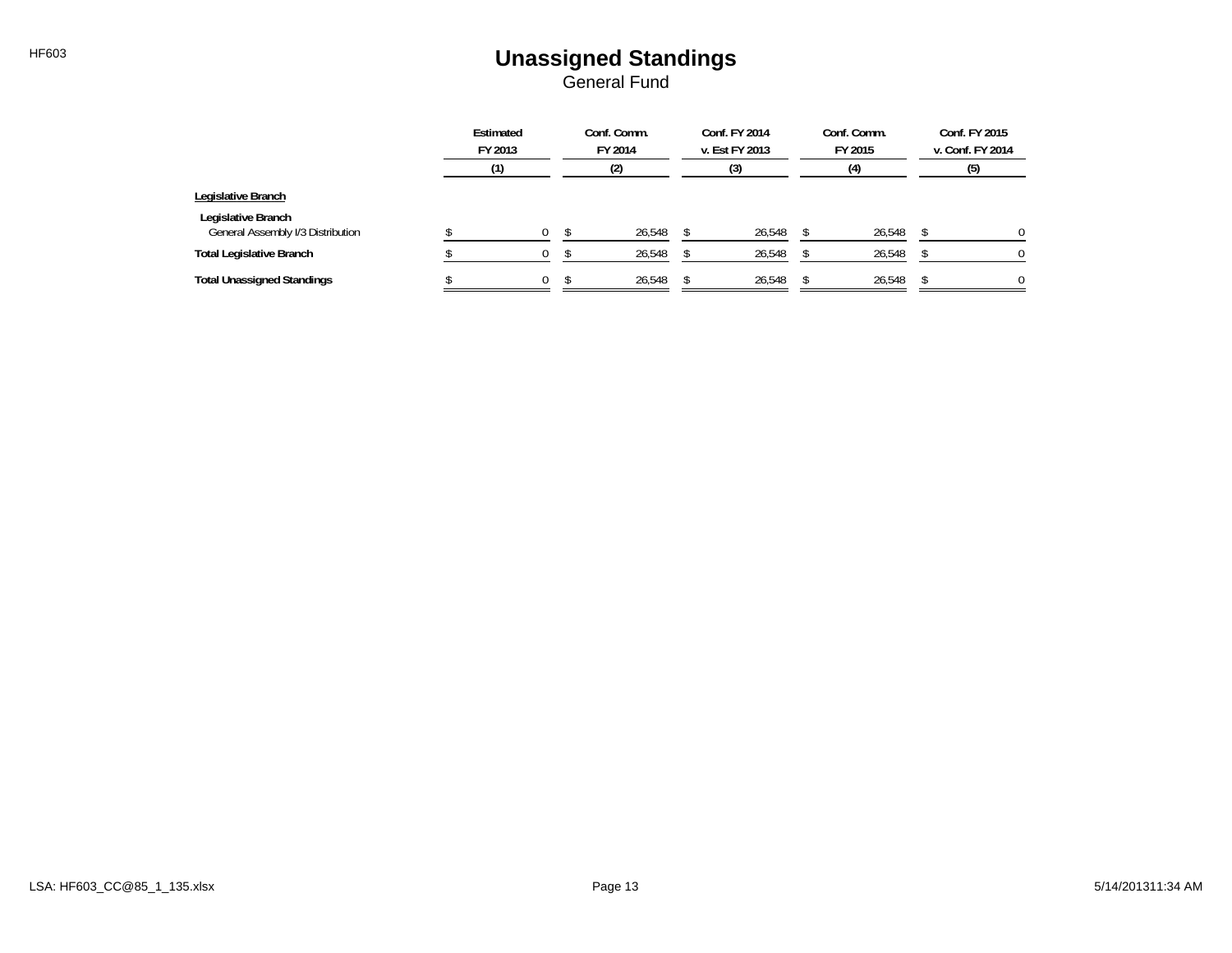# Unassigned Standings

General Fund

| | Estimated FY 2013 (1) | Conf. Comm. FY 2014 (2) | Conf. FY 2014 v. Est FY 2013 (3) | Conf. Comm. FY 2015 (4) | Conf. FY 2015 v. Conf. FY 2014 (5) |
|---|---|---|---|---|---|
| **Legislative Branch** | | | | | |
| **Legislative Branch** | | | | | |
| General Assembly I/3 Distribution | $ 0 | $ 26,548 | $ 26,548 | $ 26,548 | $ 0 |
| **Total Legislative Branch** | $ 0 | $ 26,548 | $ 26,548 | $ 26,548 | $ 0 |
| **Total Unassigned Standings** | $ 0 | $ 26,548 | $ 26,548 | $ 26,548 | $ 0 |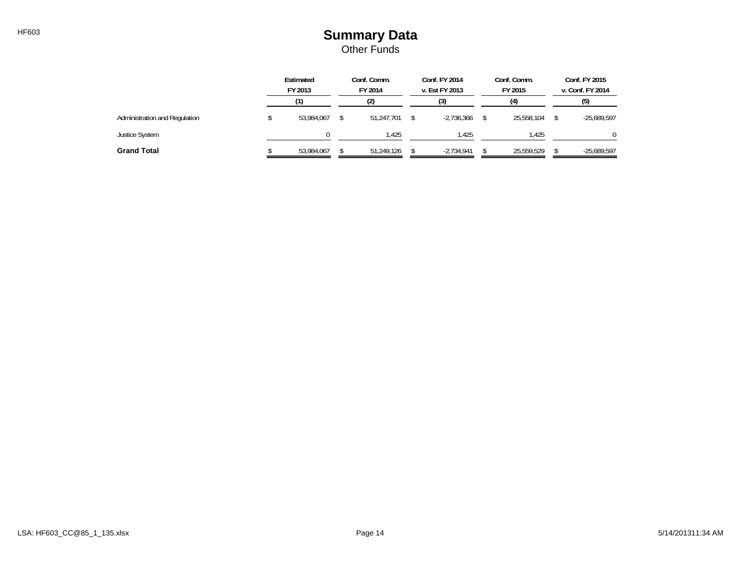# Summary Data

Other Funds

| | Estimated FY 2013 (1) | Conf. Comm. FY 2014 (2) | Conf. FY 2014 v. Est FY 2013 (3) | Conf. Comm. FY 2015 (4) | Conf. FY 2015 v. Conf. FY 2014 (5) |
|---|---|---|---|---|---|
| Administration and Regulation | $ 53,984,067 | $ 51,247,701 | $ -2,736,366 | $ 25,558,104 | $ -25,689,597 |
| Justice System | 0 | 1,425 | 1,425 | 1,425 | 0 |
| **Grand Total** | $ 53,984,067 | $ 51,249,126 | $ -2,734,941 | $ 25,559,529 | $ -25,689,597 |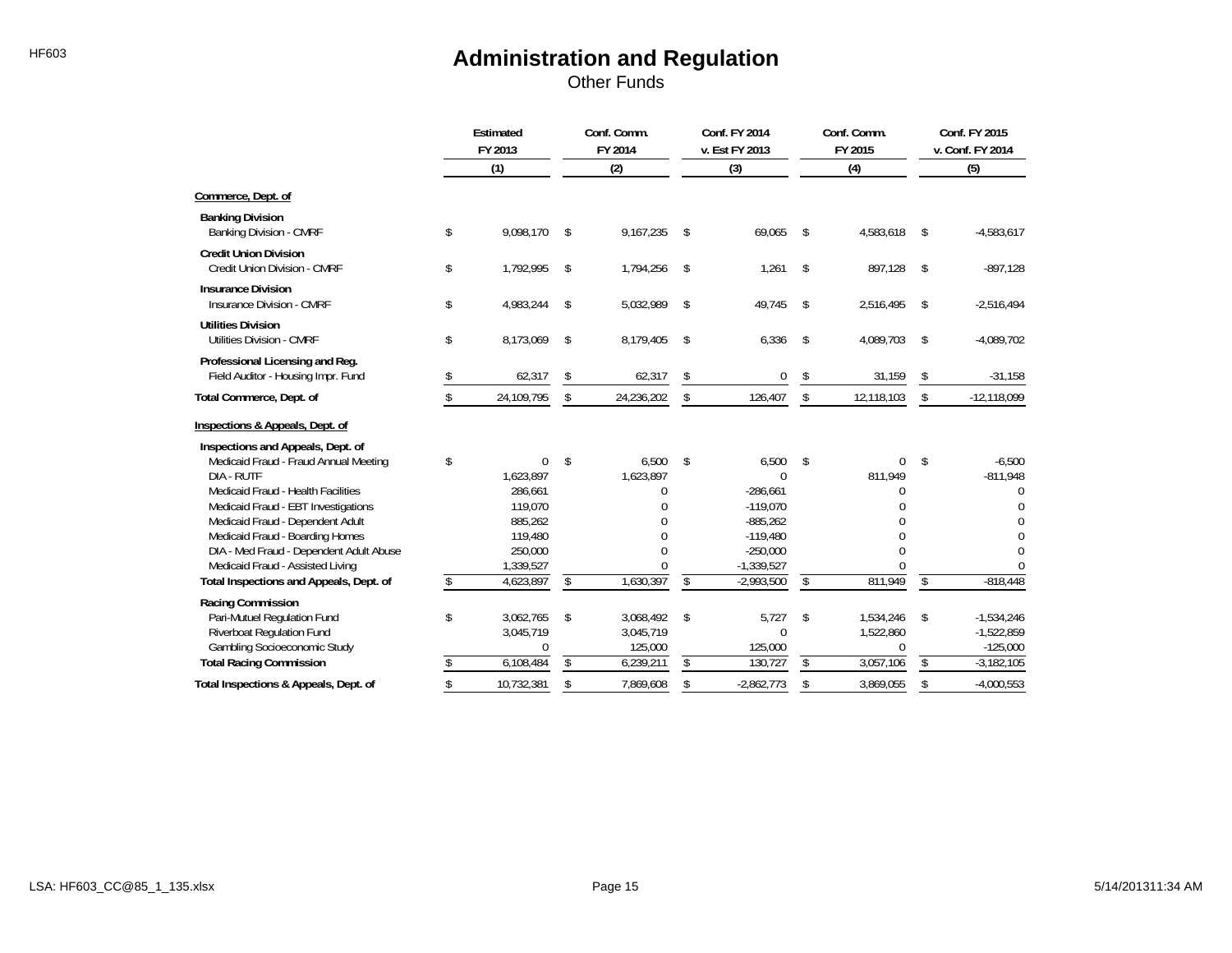# Administration and Regulation

Other Funds

| | Estimated FY 2013 (1) | Conf. Comm. FY 2014 (2) | Conf. FY 2014 v. Est FY 2013 (3) | Conf. Comm. FY 2015 (4) | Conf. FY 2015 v. Conf. FY 2014 (5) |
|---|---|---|---|---|---|
| **Commerce, Dept. of** | | | | | |
| **Banking Division** | | | | | |
| Banking Division - CMRF | $ 9,098,170 | $ 9,167,235 | $ 69,065 | $ 4,583,618 | $ -4,583,617 |
| **Credit Union Division** | | | | | |
| Credit Union Division - CMRF | $ 1,792,995 | $ 1,794,256 | $ 1,261 | $ 897,128 | $ -897,128 |
| **Insurance Division** | | | | | |
| Insurance Division - CMRF | $ 4,983,244 | $ 5,032,989 | $ 49,745 | $ 2,516,495 | $ -2,516,494 |
| **Utilities Division** | | | | | |
| Utilities Division - CMRF | $ 8,173,069 | $ 8,179,405 | $ 6,336 | $ 4,089,703 | $ -4,089,702 |
| **Professional Licensing and Reg.** | | | | | |
| Field Auditor - Housing Impr. Fund | $ 62,317 | $ 62,317 | $ 0 | $ 31,159 | $ -31,158 |
| **Total Commerce, Dept. of** | $ 24,109,795 | $ 24,236,202 | $ 126,407 | $ 12,118,103 | $ -12,118,099 |
| **Inspections & Appeals, Dept. of** | | | | | |
| **Inspections and Appeals, Dept. of** | | | | | |
| Medicaid Fraud - Fraud Annual Meeting | $ 0 | $ 6,500 | $ 6,500 | $ 0 | $ -6,500 |
| DIA - RUTF | 1,623,897 | 1,623,897 | 0 | 811,949 | -811,948 |
| Medicaid Fraud - Health Facilities | 286,661 | 0 | -286,661 | 0 | 0 |
| Medicaid Fraud - EBT Investigations | 119,070 | 0 | -119,070 | 0 | 0 |
| Medicaid Fraud - Dependent Adult | 885,262 | 0 | -885,262 | 0 | 0 |
| Medicaid Fraud - Boarding Homes | 119,480 | 0 | -119,480 | 0 | 0 |
| DIA - Med Fraud - Dependent Adult Abuse | 250,000 | 0 | -250,000 | 0 | 0 |
| Medicaid Fraud - Assisted Living | 1,339,527 | 0 | -1,339,527 | 0 | 0 |
| **Total Inspections and Appeals, Dept. of** | $ 4,623,897 | $ 1,630,397 | $ -2,993,500 | $ 811,949 | $ -818,448 |
| **Racing Commission** | | | | | |
| Pari-Mutuel Regulation Fund | $ 3,062,765 | $ 3,068,492 | $ 5,727 | $ 1,534,246 | $ -1,534,246 |
| Riverboat Regulation Fund | 3,045,719 | 3,045,719 | 0 | 1,522,860 | -1,522,859 |
| Gambling Socioeconomic Study | 0 | 125,000 | 125,000 | 0 | -125,000 |
| **Total Racing Commission** | $ 6,108,484 | $ 6,239,211 | $ 130,727 | $ 3,057,106 | $ -3,182,105 |
| **Total Inspections & Appeals, Dept. of** | $ 10,732,381 | $ 7,869,608 | $ -2,862,773 | $ 3,869,055 | $ -4,000,553 |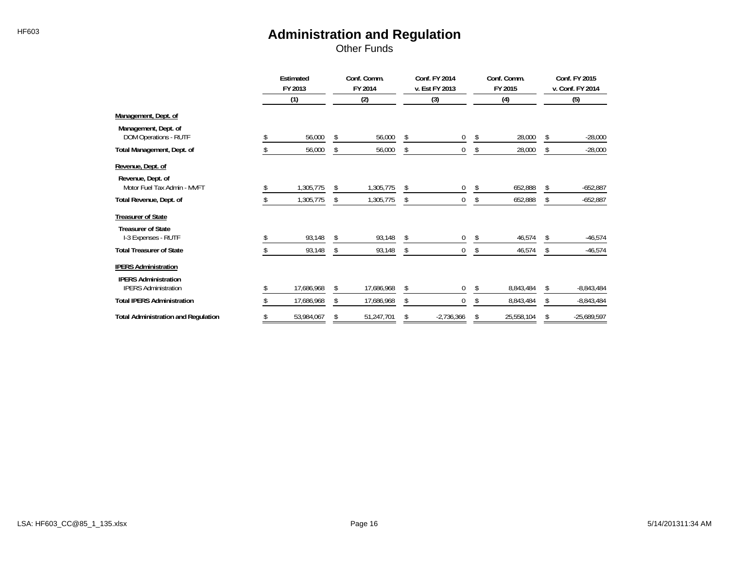# Administration and Regulation

Other Funds

| | Estimated FY 2013 (1) | Conf. Comm. FY 2014 (2) | Conf. FY 2014 v. Est FY 2013 (3) | Conf. Comm. FY 2015 (4) | Conf. FY 2015 v. Conf. FY 2014 (5) |
|---|---|---|---|---|---|
| **Management, Dept. of** | | | | | |
| **Management, Dept. of** | | | | | |
| DOM Operations - RUTF | $ 56,000 | $ 56,000 | $ 0 | $ 28,000 | $ -28,000 |
| **Total Management, Dept. of** | $ 56,000 | $ 56,000 | $ 0 | $ 28,000 | $ -28,000 |
| **Revenue, Dept. of** | | | | | |
| **Revenue, Dept. of** | | | | | |
| Motor Fuel Tax Admin - MVFT | $ 1,305,775 | $ 1,305,775 | $ 0 | $ 652,888 | $ -652,887 |
| **Total Revenue, Dept. of** | $ 1,305,775 | $ 1,305,775 | $ 0 | $ 652,888 | $ -652,887 |
| **Treasurer of State** | | | | | |
| **Treasurer of State** | | | | | |
| I-3 Expenses - RUTF | $ 93,148 | $ 93,148 | $ 0 | $ 46,574 | $ -46,574 |
| **Total Treasurer of State** | $ 93,148 | $ 93,148 | $ 0 | $ 46,574 | $ -46,574 |
| **IPERS Administration** | | | | | |
| **IPERS Administration** | | | | | |
| IPERS Administration | $ 17,686,968 | $ 17,686,968 | $ 0 | $ 8,843,484 | $ -8,843,484 |
| **Total IPERS Administration** | $ 17,686,968 | $ 17,686,968 | $ 0 | $ 8,843,484 | $ -8,843,484 |
| **Total Administration and Regulation** | $ 53,984,067 | $ 51,247,701 | $ -2,736,366 | $ 25,558,104 | $ -25,689,597 |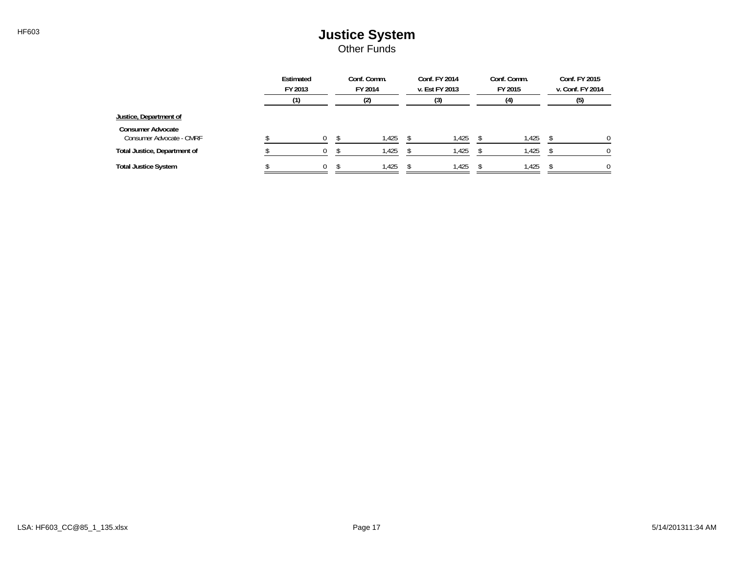# Justice System

Other Funds

| | Estimated FY 2013 | Conf. Comm. FY 2014 | Conf. FY 2014 v. Est FY 2013 | Conf. Comm. FY 2015 | Conf. FY 2015 v. Conf. FY 2014 |
|---|---|---|---|---|---|
| | (1) | (2) | (3) | (4) | (5) |
| **Justice, Department of** | | | | | |
| **Consumer Advocate** | | | | | |
| Consumer Advocate - CMRF | $ 0 | $ 1,425 | $ 1,425 | $ 1,425 | $ 0 |
| **Total Justice, Department of** | $ 0 | $ 1,425 | $ 1,425 | $ 1,425 | $ 0 |
| **Total Justice System** | $ 0 | $ 1,425 | $ 1,425 | $ 1,425 | $ 0 |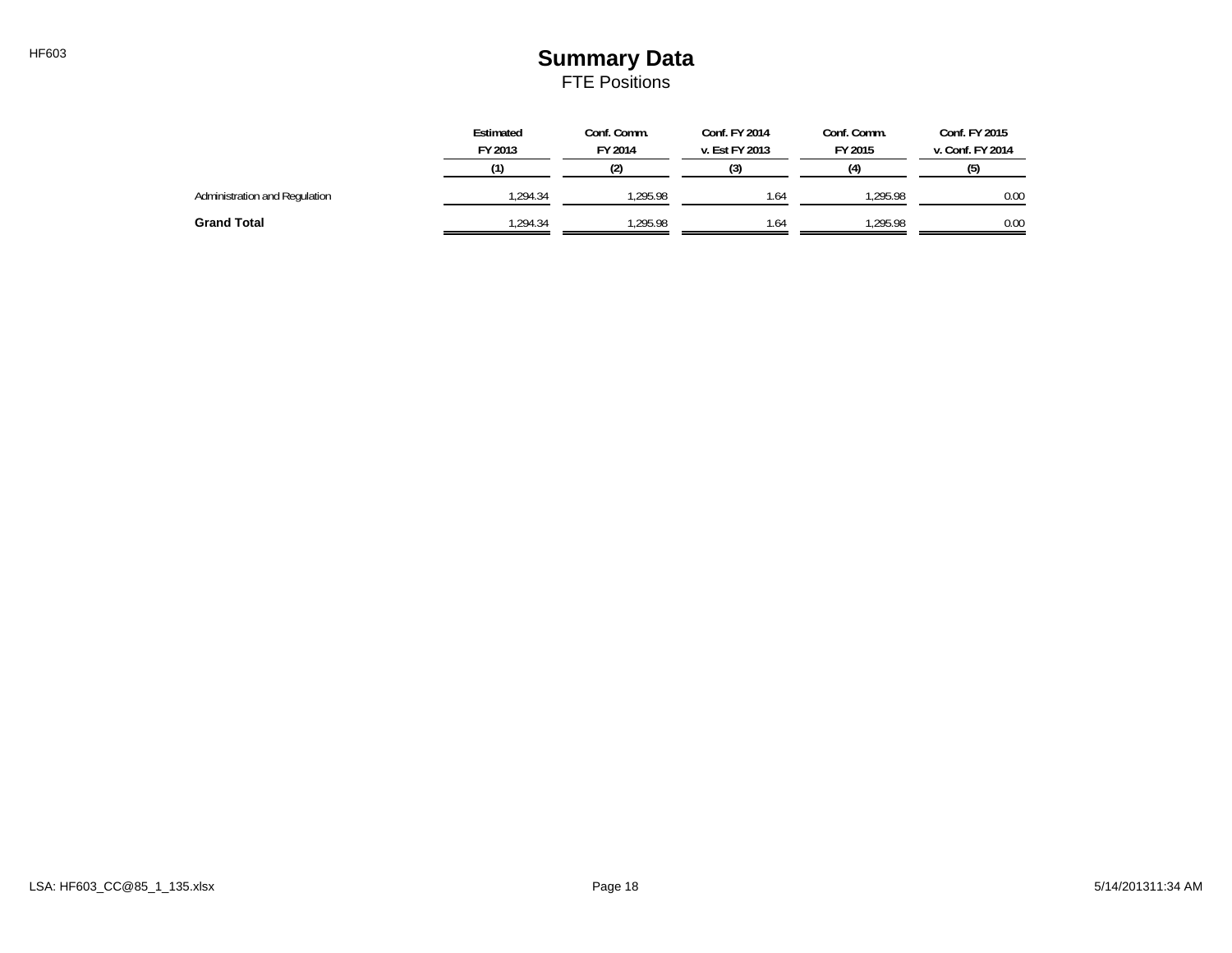# Summary Data

## FTE Positions

| | Estimated FY 2013 | Conf. Comm. FY 2014 | Conf. FY 2014 v. Est FY 2013 | Conf. Comm. FY 2015 | Conf. FY 2015 v. Conf. FY 2014 |
|---|---|---|---|---|---|
| | (1) | (2) | (3) | (4) | (5) |
| Administration and Regulation | 1,294.34 | 1,295.98 | 1.64 | 1,295.98 | 0.00 |
| **Grand Total** | 1,294.34 | 1,295.98 | 1.64 | 1,295.98 | 0.00 |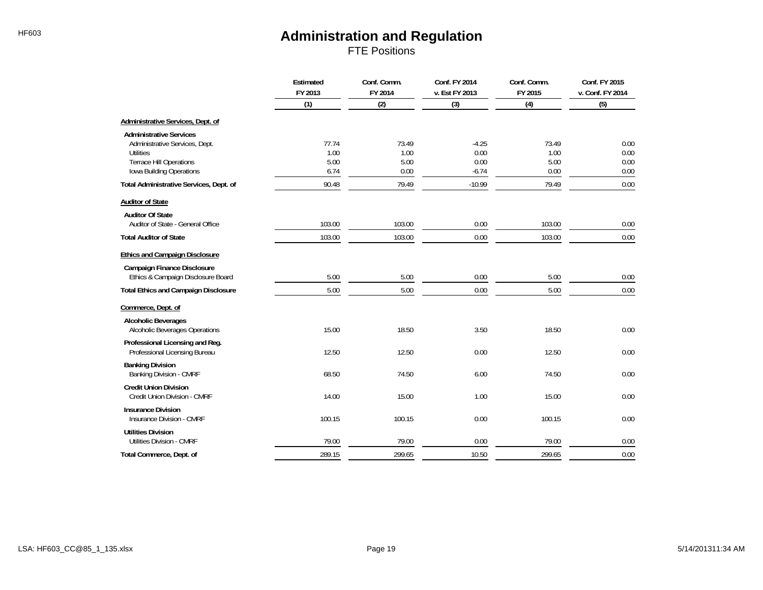# Administration and Regulation

FTE Positions

| | Estimated FY 2013 | Conf. Comm. FY 2014 | Conf. FY 2014 v. Est FY 2013 | Conf. Comm. FY 2015 | Conf. FY 2015 v. Conf. FY 2014 |
|---|---|---|---|---|---|
| | (1) | (2) | (3) | (4) | (5) |
| **Administrative Services, Dept. of** | | | | | |
| **Administrative Services** | | | | | |
| Administrative Services, Dept. | 77.74 | 73.49 | -4.25 | 73.49 | 0.00 |
| Utilities | 1.00 | 1.00 | 0.00 | 1.00 | 0.00 |
| Terrace Hill Operations | 5.00 | 5.00 | 0.00 | 5.00 | 0.00 |
| Iowa Building Operations | 6.74 | 0.00 | -6.74 | 0.00 | 0.00 |
| **Total Administrative Services, Dept. of** | 90.48 | 79.49 | -10.99 | 79.49 | 0.00 |
| **Auditor of State** | | | | | |
| **Auditor Of State** | | | | | |
| Auditor of State - General Office | 103.00 | 103.00 | 0.00 | 103.00 | 0.00 |
| **Total Auditor of State** | 103.00 | 103.00 | 0.00 | 103.00 | 0.00 |
| **Ethics and Campaign Disclosure** | | | | | |
| **Campaign Finance Disclosure** | | | | | |
| Ethics & Campaign Disclosure Board | 5.00 | 5.00 | 0.00 | 5.00 | 0.00 |
| **Total Ethics and Campaign Disclosure** | 5.00 | 5.00 | 0.00 | 5.00 | 0.00 |
| **Commerce, Dept. of** | | | | | |
| **Alcoholic Beverages** | | | | | |
| Alcoholic Beverages Operations | 15.00 | 18.50 | 3.50 | 18.50 | 0.00 |
| **Professional Licensing and Reg.** | | | | | |
| Professional Licensing Bureau | 12.50 | 12.50 | 0.00 | 12.50 | 0.00 |
| **Banking Division** | | | | | |
| Banking Division - CMRF | 68.50 | 74.50 | 6.00 | 74.50 | 0.00 |
| **Credit Union Division** | | | | | |
| Credit Union Division - CMRF | 14.00 | 15.00 | 1.00 | 15.00 | 0.00 |
| **Insurance Division** | | | | | |
| Insurance Division - CMRF | 100.15 | 100.15 | 0.00 | 100.15 | 0.00 |
| **Utilities Division** | | | | | |
| Utilities Division - CMRF | 79.00 | 79.00 | 0.00 | 79.00 | 0.00 |
| **Total Commerce, Dept. of** | 289.15 | 299.65 | 10.50 | 299.65 | 0.00 |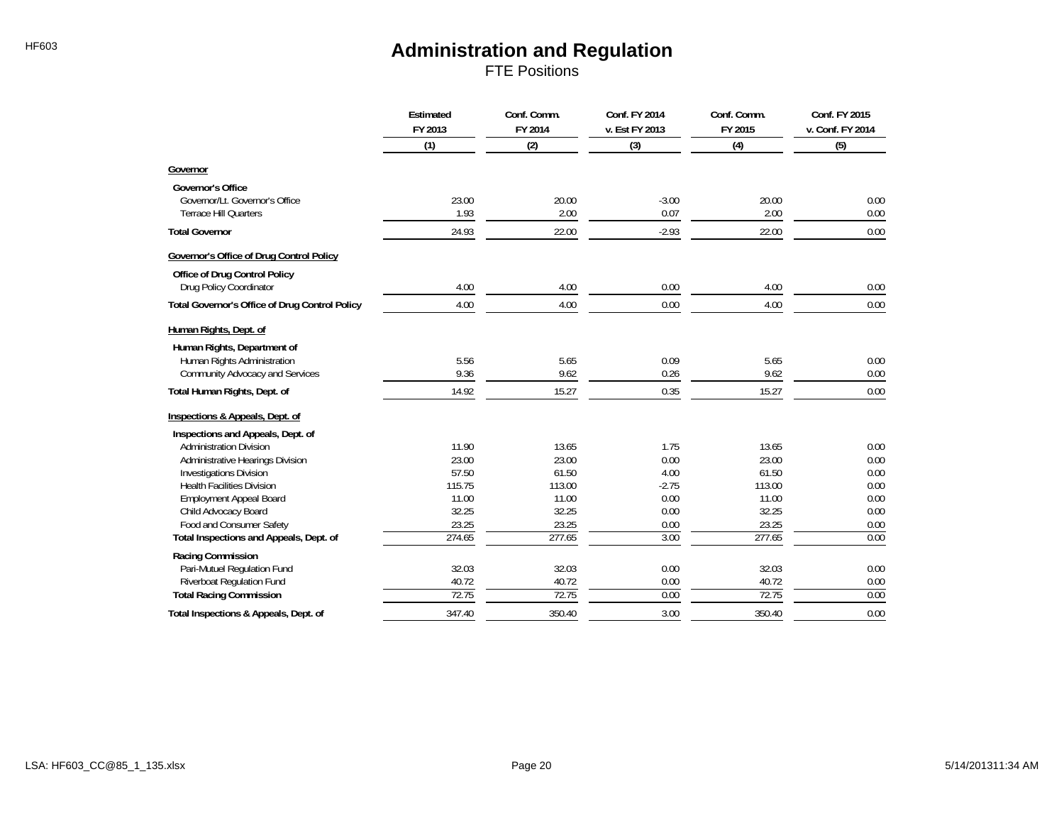# Administration and Regulation

## FTE Positions

| | Estimated FY 2013 | Conf. Comm. FY 2014 | Conf. FY 2014 v. Est FY 2013 | Conf. Comm. FY 2015 | Conf. FY 2015 v. Conf. FY 2014 |
|---|---|---|---|---|---|
| | (1) | (2) | (3) | (4) | (5) |
| **Governor** | | | | | |
| **Governor's Office** | | | | | |
| Governor/Lt. Governor's Office | 23.00 | 20.00 | -3.00 | 20.00 | 0.00 |
| Terrace Hill Quarters | 1.93 | 2.00 | 0.07 | 2.00 | 0.00 |
| **Total Governor** | 24.93 | 22.00 | -2.93 | 22.00 | 0.00 |
| **Governor's Office of Drug Control Policy** | | | | | |
| **Office of Drug Control Policy** | | | | | |
| Drug Policy Coordinator | 4.00 | 4.00 | 0.00 | 4.00 | 0.00 |
| **Total Governor's Office of Drug Control Policy** | 4.00 | 4.00 | 0.00 | 4.00 | 0.00 |
| **Human Rights, Dept. of** | | | | | |
| **Human Rights, Department of** | | | | | |
| Human Rights Administration | 5.56 | 5.65 | 0.09 | 5.65 | 0.00 |
| Community Advocacy and Services | 9.36 | 9.62 | 0.26 | 9.62 | 0.00 |
| **Total Human Rights, Dept. of** | 14.92 | 15.27 | 0.35 | 15.27 | 0.00 |
| **Inspections & Appeals, Dept. of** | | | | | |
| **Inspections and Appeals, Dept. of** | | | | | |
| Administration Division | 11.90 | 13.65 | 1.75 | 13.65 | 0.00 |
| Administrative Hearings Division | 23.00 | 23.00 | 0.00 | 23.00 | 0.00 |
| Investigations Division | 57.50 | 61.50 | 4.00 | 61.50 | 0.00 |
| Health Facilities Division | 115.75 | 113.00 | -2.75 | 113.00 | 0.00 |
| Employment Appeal Board | 11.00 | 11.00 | 0.00 | 11.00 | 0.00 |
| Child Advocacy Board | 32.25 | 32.25 | 0.00 | 32.25 | 0.00 |
| Food and Consumer Safety | 23.25 | 23.25 | 0.00 | 23.25 | 0.00 |
| **Total Inspections and Appeals, Dept. of** | 274.65 | 277.65 | 3.00 | 277.65 | 0.00 |
| **Racing Commission** | | | | | |
| Pari-Mutuel Regulation Fund | 32.03 | 32.03 | 0.00 | 32.03 | 0.00 |
| Riverboat Regulation Fund | 40.72 | 40.72 | 0.00 | 40.72 | 0.00 |
| **Total Racing Commission** | 72.75 | 72.75 | 0.00 | 72.75 | 0.00 |
| **Total Inspections & Appeals, Dept. of** | 347.40 | 350.40 | 3.00 | 350.40 | 0.00 |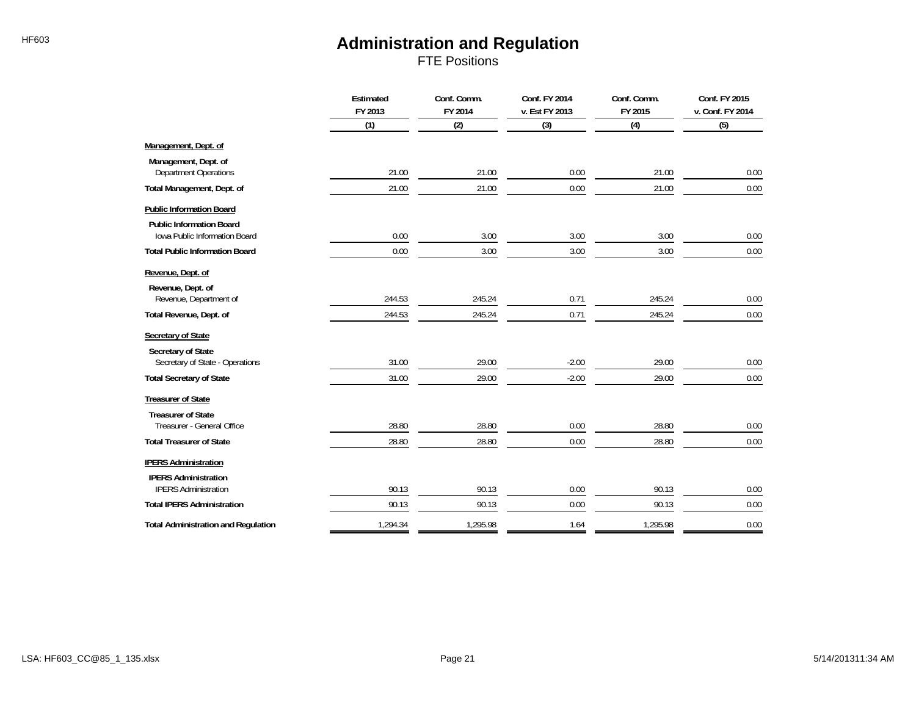# Administration and Regulation

FTE Positions

| | Estimated FY 2013 | Conf. Comm. FY 2014 | Conf. FY 2014 v. Est FY 2013 | Conf. Comm. FY 2015 | Conf. FY 2015 v. Conf. FY 2014 |
|---|---|---|---|---|---|
| | (1) | (2) | (3) | (4) | (5) |
| **Management, Dept. of** | | | | | |
| **Management, Dept. of** | | | | | |
| Department Operations | 21.00 | 21.00 | 0.00 | 21.00 | 0.00 |
| **Total Management, Dept. of** | 21.00 | 21.00 | 0.00 | 21.00 | 0.00 |
| **Public Information Board** | | | | | |
| **Public Information Board** | | | | | |
| Iowa Public Information Board | 0.00 | 3.00 | 3.00 | 3.00 | 0.00 |
| **Total Public Information Board** | 0.00 | 3.00 | 3.00 | 3.00 | 0.00 |
| **Revenue, Dept. of** | | | | | |
| **Revenue, Dept. of** | | | | | |
| Revenue, Department of | 244.53 | 245.24 | 0.71 | 245.24 | 0.00 |
| **Total Revenue, Dept. of** | 244.53 | 245.24 | 0.71 | 245.24 | 0.00 |
| **Secretary of State** | | | | | |
| **Secretary of State** | | | | | |
| Secretary of State - Operations | 31.00 | 29.00 | -2.00 | 29.00 | 0.00 |
| **Total Secretary of State** | 31.00 | 29.00 | -2.00 | 29.00 | 0.00 |
| **Treasurer of State** | | | | | |
| **Treasurer of State** | | | | | |
| Treasurer - General Office | 28.80 | 28.80 | 0.00 | 28.80 | 0.00 |
| **Total Treasurer of State** | 28.80 | 28.80 | 0.00 | 28.80 | 0.00 |
| **IPERS Administration** | | | | | |
| **IPERS Administration** | | | | | |
| IPERS Administration | 90.13 | 90.13 | 0.00 | 90.13 | 0.00 |
| **Total IPERS Administration** | 90.13 | 90.13 | 0.00 | 90.13 | 0.00 |
| **Total Administration and Regulation** | 1,294.34 | 1,295.98 | 1.64 | 1,295.98 | 0.00 |